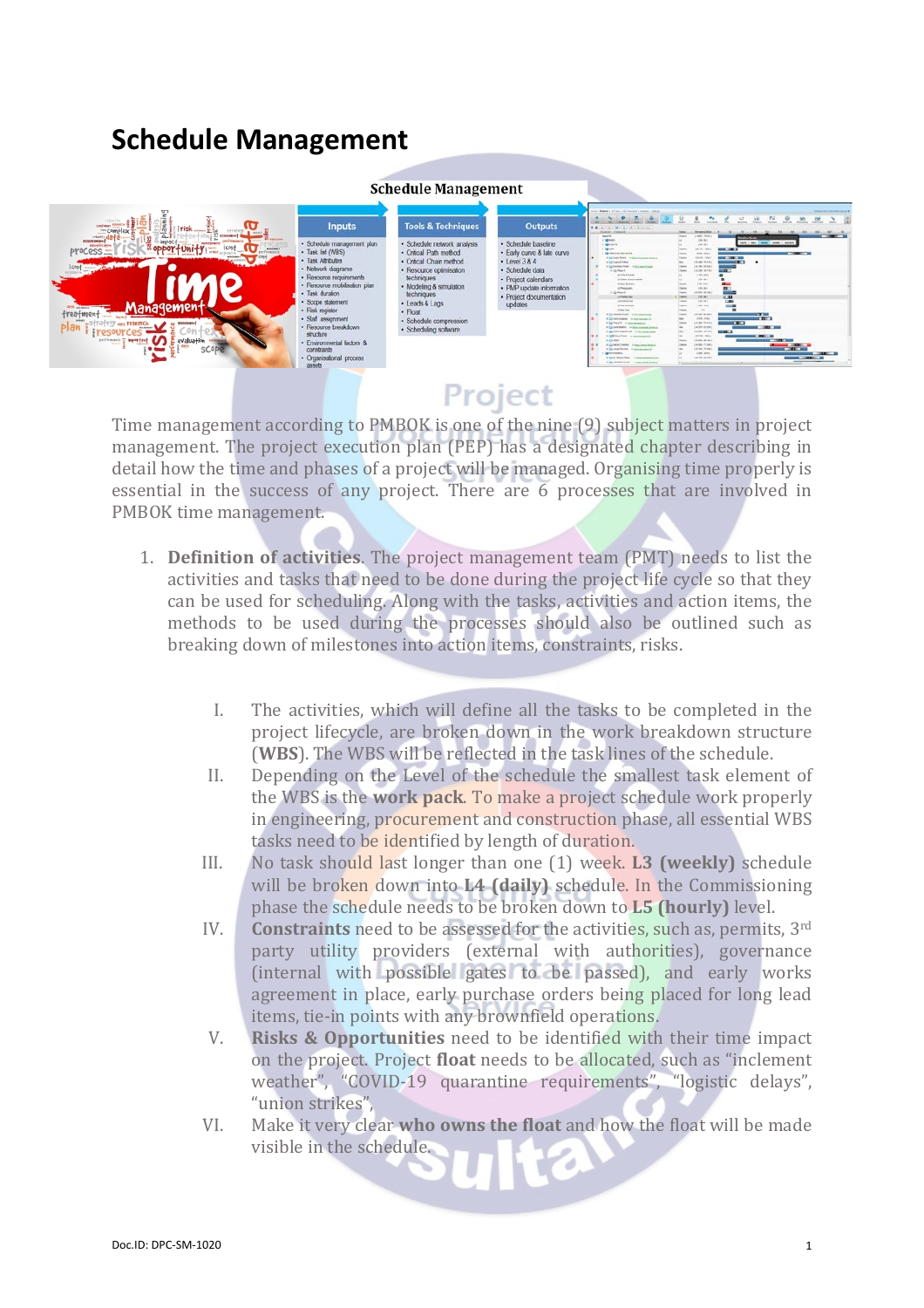# Schedule Management

Time management according to PMBOK is one of the nine (9) subject matters in project management. The project execution plan (PEP) has a designated chapter describing in detail how the time and phases of a project will be managed. Organising time properly is essential in the success of any project. There are 6 processes that are involved in PMBOK time management.

1. **Definition of activities**. The project management team (PMT) needs to list the activities and tasks that need to be done during the project life cycle so that they can be used for scheduling. Along with the tasks, activities and action items, the methods to be used during the processes should also be outlined such as breaking down of milestones into action items, constraints, risks.

    I. The activities, which will define all the tasks to be completed in the project lifecycle, are broken down in the work breakdown structure (**WBS**). The WBS will be reflected in the task lines of the schedule.

    II. Depending on the Level of the schedule the smallest task element of the WBS is the **work pack**. To make a project schedule work properly in engineering, procurement and construction phase, all essential WBS tasks need to be identified by length of duration.

    III. No task should last longer than one (1) week. **L3 (weekly)** schedule will be broken down into **L4 (daily)** schedule. In the Commissioning phase the schedule needs to be broken down to **L5 (hourly)** level.

    IV. **Constraints** need to be assessed for the activities, such as, permits, 3rd party utility providers (external with authorities), governance (internal with possible gates to be passed), and early works agreement in place, early purchase orders being placed for long lead items, tie-in points with any brownfield operations.

    V. **Risks & Opportunities** need to be identified with their time impact on the project. Project **float** needs to be allocated, such as "inclement weather", "COVID-19 quarantine requirements", "logistic delays", "union strikes",

    VI. Make it very clear **who owns the float** and how the float will be made visible in the schedule.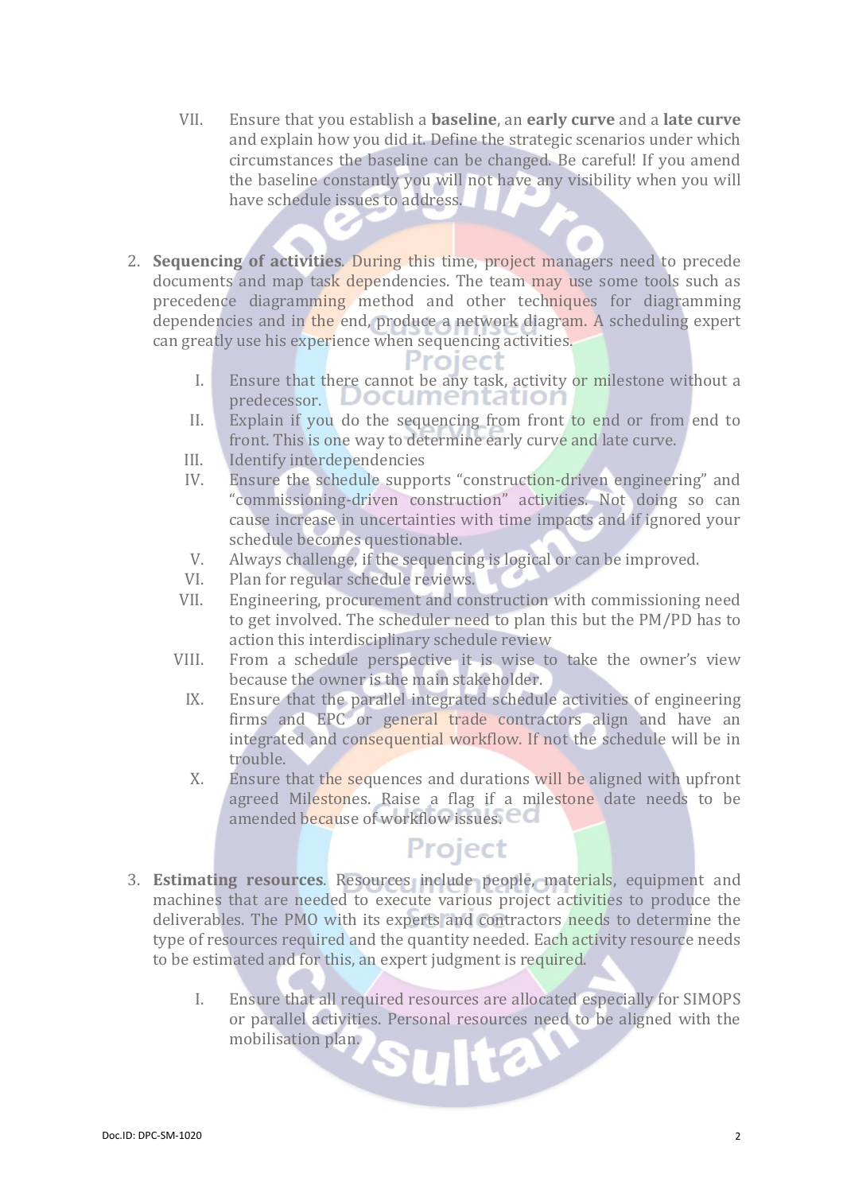VII. Ensure that you establish a **baseline**, an **early curve** and a **late curve** and explain how you did it. Define the strategic scenarios under which circumstances the baseline can be changed. Be careful! If you amend the baseline constantly you will not have any visibility when you will have schedule issues to address.

2. **Sequencing of activities**. During this time, project managers need to precede documents and map task dependencies. The team may use some tools such as precedence diagramming method and other techniques for diagramming dependencies and in the end, produce a network diagram. A scheduling expert can greatly use his experience when sequencing activities.

   I. Ensure that there cannot be any task, activity or milestone without a predecessor.
   II. Explain if you do the sequencing from front to end or from end to front. This is one way to determine early curve and late curve.
   III. Identify interdependencies
   IV. Ensure the schedule supports "construction-driven engineering" and "commissioning-driven construction" activities. Not doing so can cause increase in uncertainties with time impacts and if ignored your schedule becomes questionable.
   V. Always challenge, if the sequencing is logical or can be improved.
   VI. Plan for regular schedule reviews.
   VII. Engineering, procurement and construction with commissioning need to get involved. The scheduler need to plan this but the PM/PD has to action this interdisciplinary schedule review
   VIII. From a schedule perspective it is wise to take the owner's view because the owner is the main stakeholder.
   IX. Ensure that the parallel integrated schedule activities of engineering firms and EPC or general trade contractors align and have an integrated and consequential workflow. If not the schedule will be in trouble.
   X. Ensure that the sequences and durations will be aligned with upfront agreed Milestones. Raise a flag if a milestone date needs to be amended because of workflow issues.

3. **Estimating resources**. Resources include people, materials, equipment and machines that are needed to execute various project activities to produce the deliverables. The PMO with its experts and contractors needs to determine the type of resources required and the quantity needed. Each activity resource needs to be estimated and for this, an expert judgment is required.

   I. Ensure that all required resources are allocated especially for SIMOPS or parallel activities. Personal resources need to be aligned with the mobilisation plan.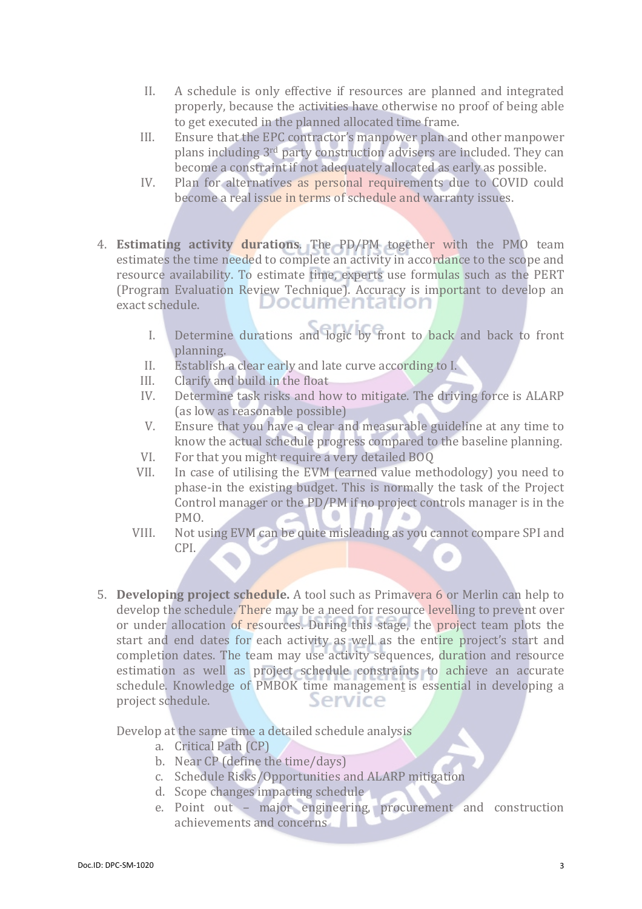II. A schedule is only effective if resources are planned and integrated properly, because the activities have otherwise no proof of being able to get executed in the planned allocated time frame.
III. Ensure that the EPC contractor's manpower plan and other manpower plans including 3rd party construction advisers are included. They can become a constraint if not adequately allocated as early as possible.
IV. Plan for alternatives as personal requirements due to COVID could become a real issue in terms of schedule and warranty issues.

4. **Estimating activity durations**. The PD/PM together with the PMO team estimates the time needed to complete an activity in accordance to the scope and resource availability. To estimate time, experts use formulas such as the PERT (Program Evaluation Review Technique). Accuracy is important to develop an exact schedule.

   I. Determine durations and logic by front to back and back to front planning.
   II. Establish a clear early and late curve according to I.
   III. Clarify and build in the float
   IV. Determine task risks and how to mitigate. The driving force is ALARP (as low as reasonable possible)
   V. Ensure that you have a clear and measurable guideline at any time to know the actual schedule progress compared to the baseline planning.
   VI. For that you might require a very detailed BOQ
   VII. In case of utilising the EVM (earned value methodology) you need to phase-in the existing budget. This is normally the task of the Project Control manager or the PD/PM if no project controls manager is in the PMO.
   VIII. Not using EVM can be quite misleading as you cannot compare SPI and CPI.

5. **Developing project schedule.** A tool such as Primavera 6 or Merlin can help to develop the schedule. There may be a need for resource levelling to prevent over or under allocation of resources. During this stage, the project team plots the start and end dates for each activity as well as the entire project's start and completion dates. The team may use activity sequences, duration and resource estimation as well as project schedule constraints to achieve an accurate schedule. Knowledge of PMBOK time management is essential in developing a project schedule.

   Develop at the same time a detailed schedule analysis

   a. Critical Path (CP)
   b. Near CP (define the time/days)
   c. Schedule Risks/Opportunities and ALARP mitigation
   d. Scope changes impacting schedule
   e. Point out – major engineering, procurement and construction achievements and concerns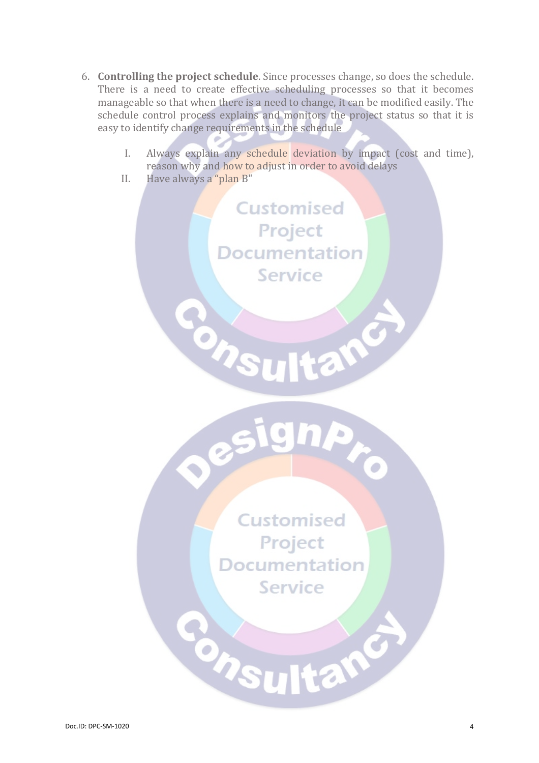6. **Controlling the project schedule**. Since processes change, so does the schedule. There is a need to create effective scheduling processes so that it becomes manageable so that when there is a need to change, it can be modified easily. The schedule control process explains and monitors the project status so that it is easy to identify change requirements in the schedule

   I. Always explain any schedule deviation by impact (cost and time), reason why and how to adjust in order to avoid delays

   II. Have always a "plan B"